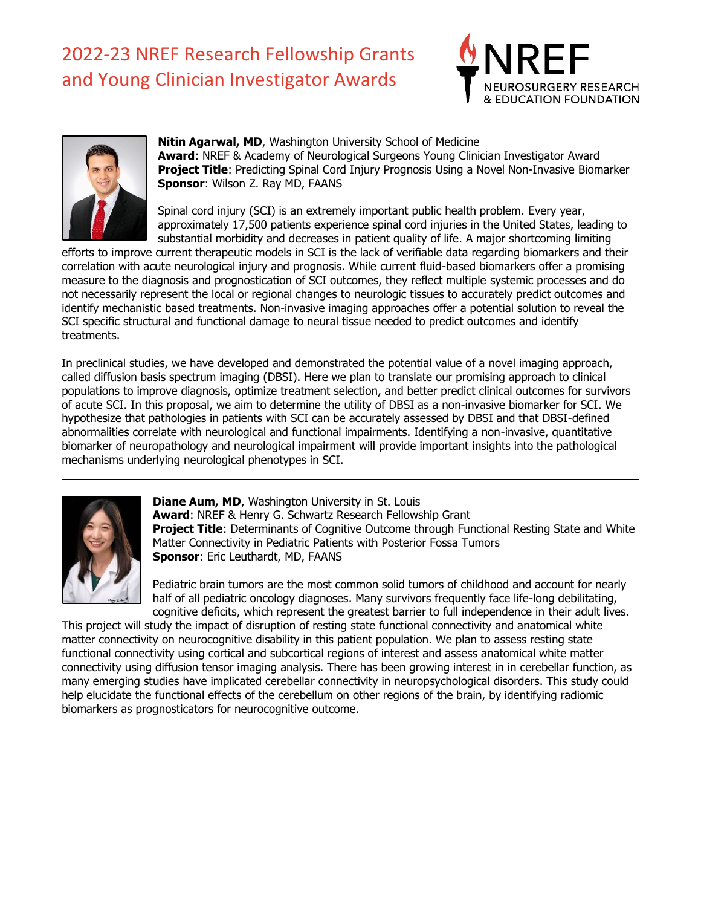# 2022-23 NREF Research Fellowship Grants and Young Clinician Investigator Awards

NREF NEUROSURGERY RESEARCH & EDUCATION FOUNDATION

---

**Nitin Agarwal, MD**, Washington University School of Medicine
**Award**: NREF & Academy of Neurological Surgeons Young Clinician Investigator Award
**Project Title**: Predicting Spinal Cord Injury Prognosis Using a Novel Non-Invasive Biomarker
**Sponsor**: Wilson Z. Ray MD, FAANS

Spinal cord injury (SCI) is an extremely important public health problem. Every year, approximately 17,500 patients experience spinal cord injuries in the United States, leading to substantial morbidity and decreases in patient quality of life. A major shortcoming limiting efforts to improve current therapeutic models in SCI is the lack of verifiable data regarding biomarkers and their correlation with acute neurological injury and prognosis. While current fluid-based biomarkers offer a promising measure to the diagnosis and prognostication of SCI outcomes, they reflect multiple systemic processes and do not necessarily represent the local or regional changes to neurologic tissues to accurately predict outcomes and identify mechanistic based treatments. Non-invasive imaging approaches offer a potential solution to reveal the SCI specific structural and functional damage to neural tissue needed to predict outcomes and identify treatments.

In preclinical studies, we have developed and demonstrated the potential value of a novel imaging approach, called diffusion basis spectrum imaging (DBSI). Here we plan to translate our promising approach to clinical populations to improve diagnosis, optimize treatment selection, and better predict clinical outcomes for survivors of acute SCI. In this proposal, we aim to determine the utility of DBSI as a non-invasive biomarker for SCI. We hypothesize that pathologies in patients with SCI can be accurately assessed by DBSI and that DBSI-defined abnormalities correlate with neurological and functional impairments. Identifying a non-invasive, quantitative biomarker of neuropathology and neurological impairment will provide important insights into the pathological mechanisms underlying neurological phenotypes in SCI.

---

**Diane Aum, MD**, Washington University in St. Louis
**Award**: NREF & Henry G. Schwartz Research Fellowship Grant
**Project Title**: Determinants of Cognitive Outcome through Functional Resting State and White Matter Connectivity in Pediatric Patients with Posterior Fossa Tumors
**Sponsor**: Eric Leuthardt, MD, FAANS

Pediatric brain tumors are the most common solid tumors of childhood and account for nearly half of all pediatric oncology diagnoses. Many survivors frequently face life-long debilitating, cognitive deficits, which represent the greatest barrier to full independence in their adult lives. This project will study the impact of disruption of resting state functional connectivity and anatomical white matter connectivity on neurocognitive disability in this patient population. We plan to assess resting state functional connectivity using cortical and subcortical regions of interest and assess anatomical white matter connectivity using diffusion tensor imaging analysis. There has been growing interest in in cerebellar function, as many emerging studies have implicated cerebellar connectivity in neuropsychological disorders. This study could help elucidate the functional effects of the cerebellum on other regions of the brain, by identifying radiomic biomarkers as prognosticators for neurocognitive outcome.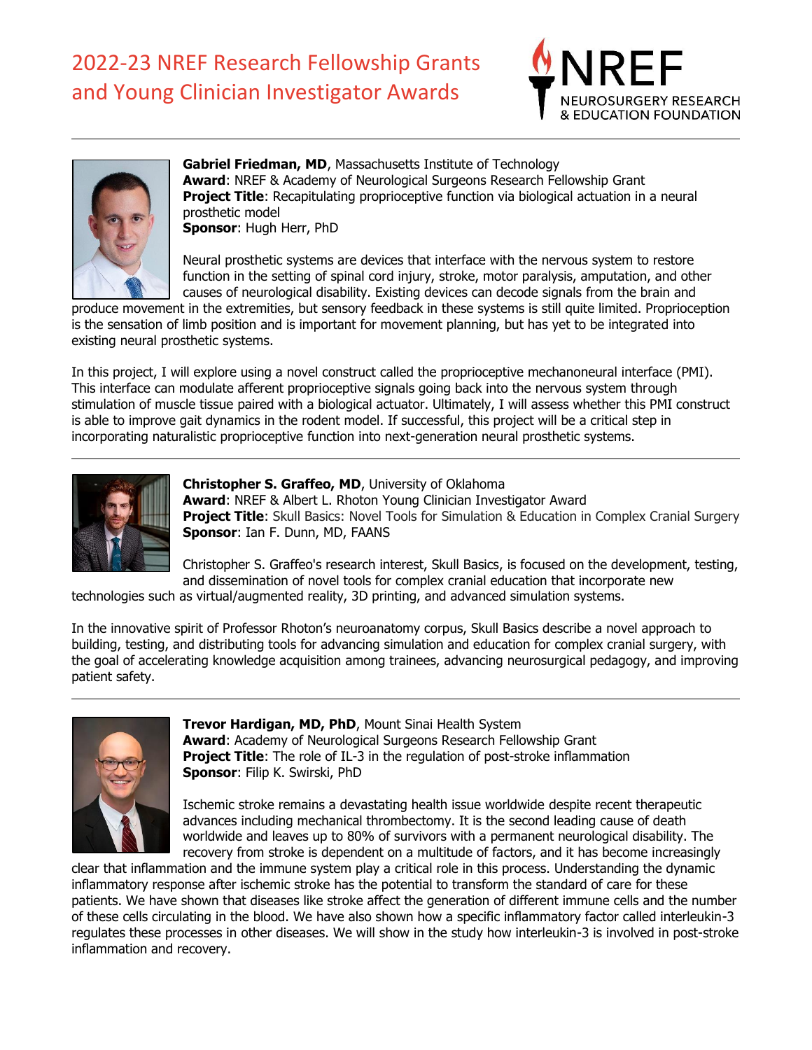# 2022-23 NREF Research Fellowship Grants and Young Clinician Investigator Awards

NREF NEUROSURGERY RESEARCH & EDUCATION FOUNDATION

---

**Gabriel Friedman, MD**, Massachusetts Institute of Technology
**Award**: NREF & Academy of Neurological Surgeons Research Fellowship Grant
**Project Title**: Recapitulating proprioceptive function via biological actuation in a neural prosthetic model
**Sponsor**: Hugh Herr, PhD

Neural prosthetic systems are devices that interface with the nervous system to restore function in the setting of spinal cord injury, stroke, motor paralysis, amputation, and other causes of neurological disability. Existing devices can decode signals from the brain and produce movement in the extremities, but sensory feedback in these systems is still quite limited. Proprioception is the sensation of limb position and is important for movement planning, but has yet to be integrated into existing neural prosthetic systems.

In this project, I will explore using a novel construct called the proprioceptive mechanoneural interface (PMI). This interface can modulate afferent proprioceptive signals going back into the nervous system through stimulation of muscle tissue paired with a biological actuator. Ultimately, I will assess whether this PMI construct is able to improve gait dynamics in the rodent model. If successful, this project will be a critical step in incorporating naturalistic proprioceptive function into next-generation neural prosthetic systems.

---

**Christopher S. Graffeo, MD**, University of Oklahoma
**Award**: NREF & Albert L. Rhoton Young Clinician Investigator Award
**Project Title**: Skull Basics: Novel Tools for Simulation & Education in Complex Cranial Surgery
**Sponsor**: Ian F. Dunn, MD, FAANS

Christopher S. Graffeo's research interest, Skull Basics, is focused on the development, testing, and dissemination of novel tools for complex cranial education that incorporate new technologies such as virtual/augmented reality, 3D printing, and advanced simulation systems.

In the innovative spirit of Professor Rhoton's neuroanatomy corpus, Skull Basics describe a novel approach to building, testing, and distributing tools for advancing simulation and education for complex cranial surgery, with the goal of accelerating knowledge acquisition among trainees, advancing neurosurgical pedagogy, and improving patient safety.

---

**Trevor Hardigan, MD, PhD**, Mount Sinai Health System
**Award**: Academy of Neurological Surgeons Research Fellowship Grant
**Project Title**: The role of IL-3 in the regulation of post-stroke inflammation
**Sponsor**: Filip K. Swirski, PhD

Ischemic stroke remains a devastating health issue worldwide despite recent therapeutic advances including mechanical thrombectomy. It is the second leading cause of death worldwide and leaves up to 80% of survivors with a permanent neurological disability. The recovery from stroke is dependent on a multitude of factors, and it has become increasingly clear that inflammation and the immune system play a critical role in this process. Understanding the dynamic inflammatory response after ischemic stroke has the potential to transform the standard of care for these patients. We have shown that diseases like stroke affect the generation of different immune cells and the number of these cells circulating in the blood. We have also shown how a specific inflammatory factor called interleukin-3 regulates these processes in other diseases. We will show in the study how interleukin-3 is involved in post-stroke inflammation and recovery.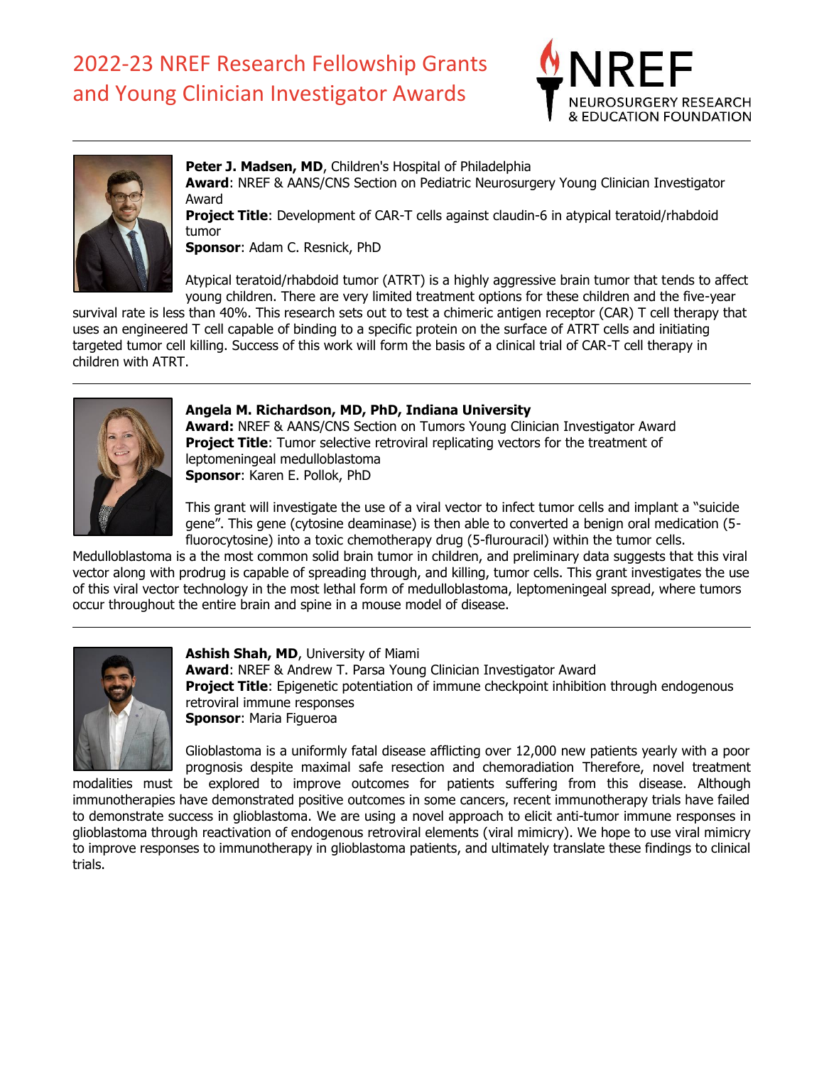# 2022-23 NREF Research Fellowship Grants and Young Clinician Investigator Awards

NREF NEUROSURGERY RESEARCH & EDUCATION FOUNDATION

---

**Peter J. Madsen, MD**, Children's Hospital of Philadelphia
**Award**: NREF & AANS/CNS Section on Pediatric Neurosurgery Young Clinician Investigator Award
**Project Title**: Development of CAR-T cells against claudin-6 in atypical teratoid/rhabdoid tumor
**Sponsor**: Adam C. Resnick, PhD

Atypical teratoid/rhabdoid tumor (ATRT) is a highly aggressive brain tumor that tends to affect young children. There are very limited treatment options for these children and the five-year survival rate is less than 40%. This research sets out to test a chimeric antigen receptor (CAR) T cell therapy that uses an engineered T cell capable of binding to a specific protein on the surface of ATRT cells and initiating targeted tumor cell killing. Success of this work will form the basis of a clinical trial of CAR-T cell therapy in children with ATRT.

---

**Angela M. Richardson, MD, PhD, Indiana University**
**Award:** NREF & AANS/CNS Section on Tumors Young Clinician Investigator Award
**Project Title**: Tumor selective retroviral replicating vectors for the treatment of leptomeningeal medulloblastoma
**Sponsor**: Karen E. Pollok, PhD

This grant will investigate the use of a viral vector to infect tumor cells and implant a "suicide gene". This gene (cytosine deaminase) is then able to converted a benign oral medication (5-fluorocytosine) into a toxic chemotherapy drug (5-flurouracil) within the tumor cells. Medulloblastoma is a the most common solid brain tumor in children, and preliminary data suggests that this viral vector along with prodrug is capable of spreading through, and killing, tumor cells. This grant investigates the use of this viral vector technology in the most lethal form of medulloblastoma, leptomeningeal spread, where tumors occur throughout the entire brain and spine in a mouse model of disease.

---

**Ashish Shah, MD**, University of Miami
**Award**: NREF & Andrew T. Parsa Young Clinician Investigator Award
**Project Title**: Epigenetic potentiation of immune checkpoint inhibition through endogenous retroviral immune responses
**Sponsor**: Maria Figueroa

Glioblastoma is a uniformly fatal disease afflicting over 12,000 new patients yearly with a poor prognosis despite maximal safe resection and chemoradiation Therefore, novel treatment modalities must be explored to improve outcomes for patients suffering from this disease. Although immunotherapies have demonstrated positive outcomes in some cancers, recent immunotherapy trials have failed to demonstrate success in glioblastoma. We are using a novel approach to elicit anti-tumor immune responses in glioblastoma through reactivation of endogenous retroviral elements (viral mimicry). We hope to use viral mimicry to improve responses to immunotherapy in glioblastoma patients, and ultimately translate these findings to clinical trials.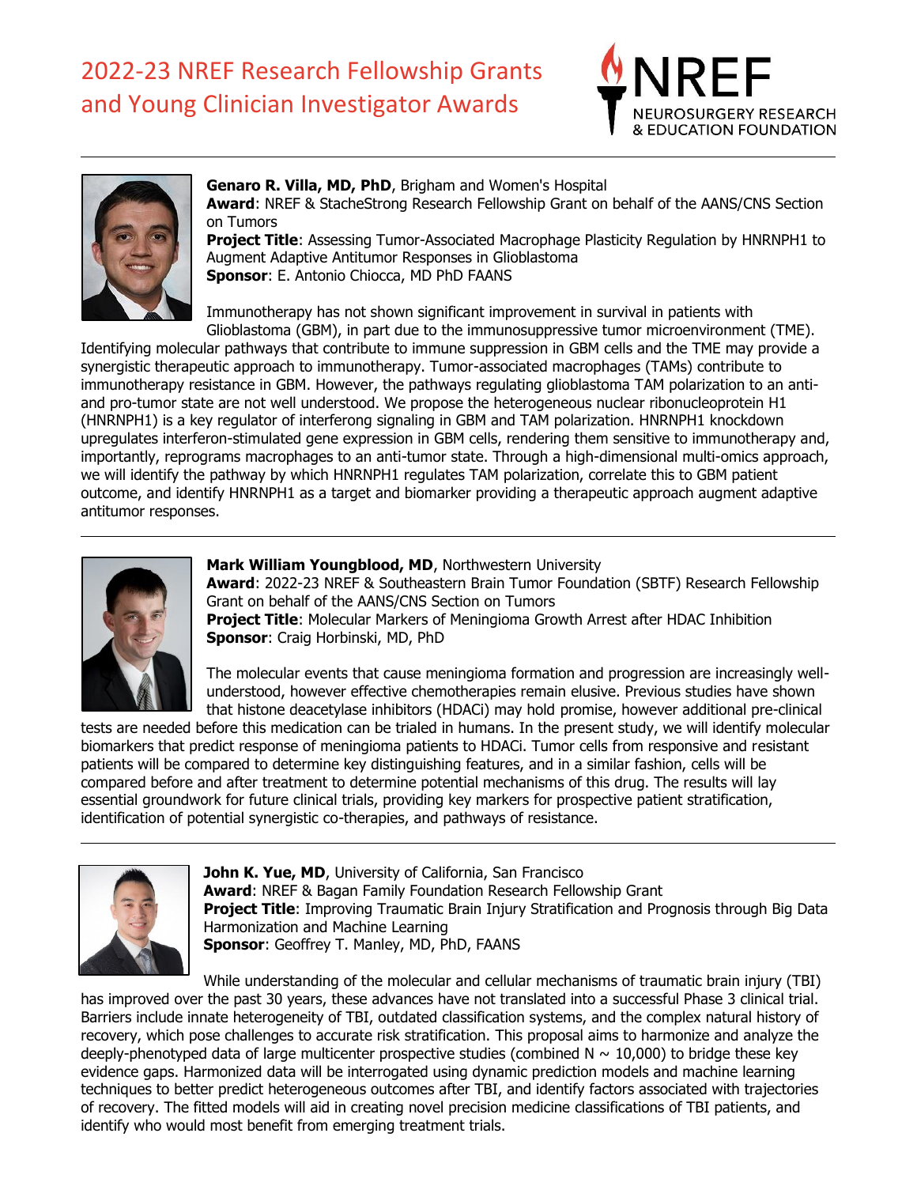# 2022-23 NREF Research Fellowship Grants and Young Clinician Investigator Awards

NREF NEUROSURGERY RESEARCH & EDUCATION FOUNDATION

---

**Genaro R. Villa, MD, PhD**, Brigham and Women's Hospital
**Award**: NREF & StacheStrong Research Fellowship Grant on behalf of the AANS/CNS Section on Tumors
**Project Title**: Assessing Tumor-Associated Macrophage Plasticity Regulation by HNRNPH1 to Augment Adaptive Antitumor Responses in Glioblastoma
**Sponsor**: E. Antonio Chiocca, MD PhD FAANS

Immunotherapy has not shown significant improvement in survival in patients with Glioblastoma (GBM), in part due to the immunosuppressive tumor microenvironment (TME). Identifying molecular pathways that contribute to immune suppression in GBM cells and the TME may provide a synergistic therapeutic approach to immunotherapy. Tumor-associated macrophages (TAMs) contribute to immunotherapy resistance in GBM. However, the pathways regulating glioblastoma TAM polarization to an anti- and pro-tumor state are not well understood. We propose the heterogeneous nuclear ribonucleoprotein H1 (HNRNPH1) is a key regulator of interferong signaling in GBM and TAM polarization. HNRNPH1 knockdown upregulates interferon-stimulated gene expression in GBM cells, rendering them sensitive to immunotherapy and, importantly, reprograms macrophages to an anti-tumor state. Through a high-dimensional multi-omics approach, we will identify the pathway by which HNRNPH1 regulates TAM polarization, correlate this to GBM patient outcome, and identify HNRNPH1 as a target and biomarker providing a therapeutic approach augment adaptive antitumor responses.

---

**Mark William Youngblood, MD**, Northwestern University
**Award**: 2022-23 NREF & Southeastern Brain Tumor Foundation (SBTF) Research Fellowship Grant on behalf of the AANS/CNS Section on Tumors
**Project Title**: Molecular Markers of Meningioma Growth Arrest after HDAC Inhibition
**Sponsor**: Craig Horbinski, MD, PhD

The molecular events that cause meningioma formation and progression are increasingly well-understood, however effective chemotherapies remain elusive. Previous studies have shown that histone deacetylase inhibitors (HDACi) may hold promise, however additional pre-clinical tests are needed before this medication can be trialed in humans. In the present study, we will identify molecular biomarkers that predict response of meningioma patients to HDACi. Tumor cells from responsive and resistant patients will be compared to determine key distinguishing features, and in a similar fashion, cells will be compared before and after treatment to determine potential mechanisms of this drug. The results will lay essential groundwork for future clinical trials, providing key markers for prospective patient stratification, identification of potential synergistic co-therapies, and pathways of resistance.

---

**John K. Yue, MD**, University of California, San Francisco
**Award**: NREF & Bagan Family Foundation Research Fellowship Grant
**Project Title**: Improving Traumatic Brain Injury Stratification and Prognosis through Big Data Harmonization and Machine Learning
**Sponsor**: Geoffrey T. Manley, MD, PhD, FAANS

While understanding of the molecular and cellular mechanisms of traumatic brain injury (TBI) has improved over the past 30 years, these advances have not translated into a successful Phase 3 clinical trial. Barriers include innate heterogeneity of TBI, outdated classification systems, and the complex natural history of recovery, which pose challenges to accurate risk stratification. This proposal aims to harmonize and analyze the deeply-phenotyped data of large multicenter prospective studies (combined N ~ 10,000) to bridge these key evidence gaps. Harmonized data will be interrogated using dynamic prediction models and machine learning techniques to better predict heterogeneous outcomes after TBI, and identify factors associated with trajectories of recovery. The fitted models will aid in creating novel precision medicine classifications of TBI patients, and identify who would most benefit from emerging treatment trials.